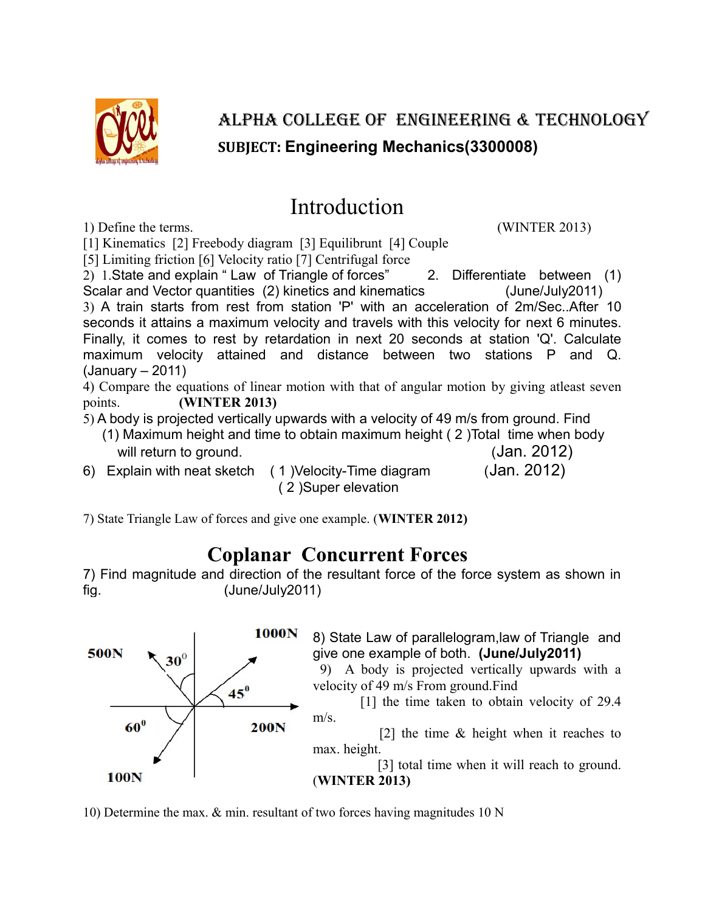# ALPHA COLLEGE OF ENGINEERING & TECHNOLOGY

**SUBJECT: Engineering Mechanics(3300008)**

## Introduction

1) Define the terms. (WINTER 2013)
[1] Kinematics [2] Freebody diagram [3] Equilibrunt [4] Couple
[5] Limiting friction [6] Velocity ratio [7] Centrifugal force

2) 1.State and explain " Law of Triangle of forces" 2. Differentiate between (1) Scalar and Vector quantities (2) kinetics and kinematics (June/July2011)

3) A train starts from rest from station 'P' with an acceleration of 2m/Sec..After 10 seconds it attains a maximum velocity and travels with this velocity for next 6 minutes. Finally, it comes to rest by retardation in next 20 seconds at station 'Q'. Calculate maximum velocity attained and distance between two stations P and Q. (January – 2011)

4) Compare the equations of linear motion with that of angular motion by giving atleast seven points. **(WINTER 2013)**

5) A body is projected vertically upwards with a velocity of 49 m/s from ground. Find
   (1) Maximum height and time to obtain maximum height ( 2 )Total time when body will return to ground. (Jan. 2012)

6) Explain with neat sketch ( 1 )Velocity-Time diagram (Jan. 2012)
   ( 2 )Super elevation

7) State Triangle Law of forces and give one example. (**WINTER 2012)**

## Coplanar Concurrent Forces

7) Find magnitude and direction of the resultant force of the force system as shown in fig. (June/July2011)

500N, $30^0$, 1000N, $45^0$, $60^0$, 200N, 100N

8) State Law of parallelogram,law of Triangle and give one example of both. **(June/July2011)**

9) A body is projected vertically upwards with a velocity of 49 m/s From ground.Find
   [1] the time taken to obtain velocity of 29.4 m/s.
   [2] the time & height when it reaches to max. height.
   [3] total time when it will reach to ground.
(**WINTER 2013)**

10) Determine the max. & min. resultant of two forces having magnitudes 10 N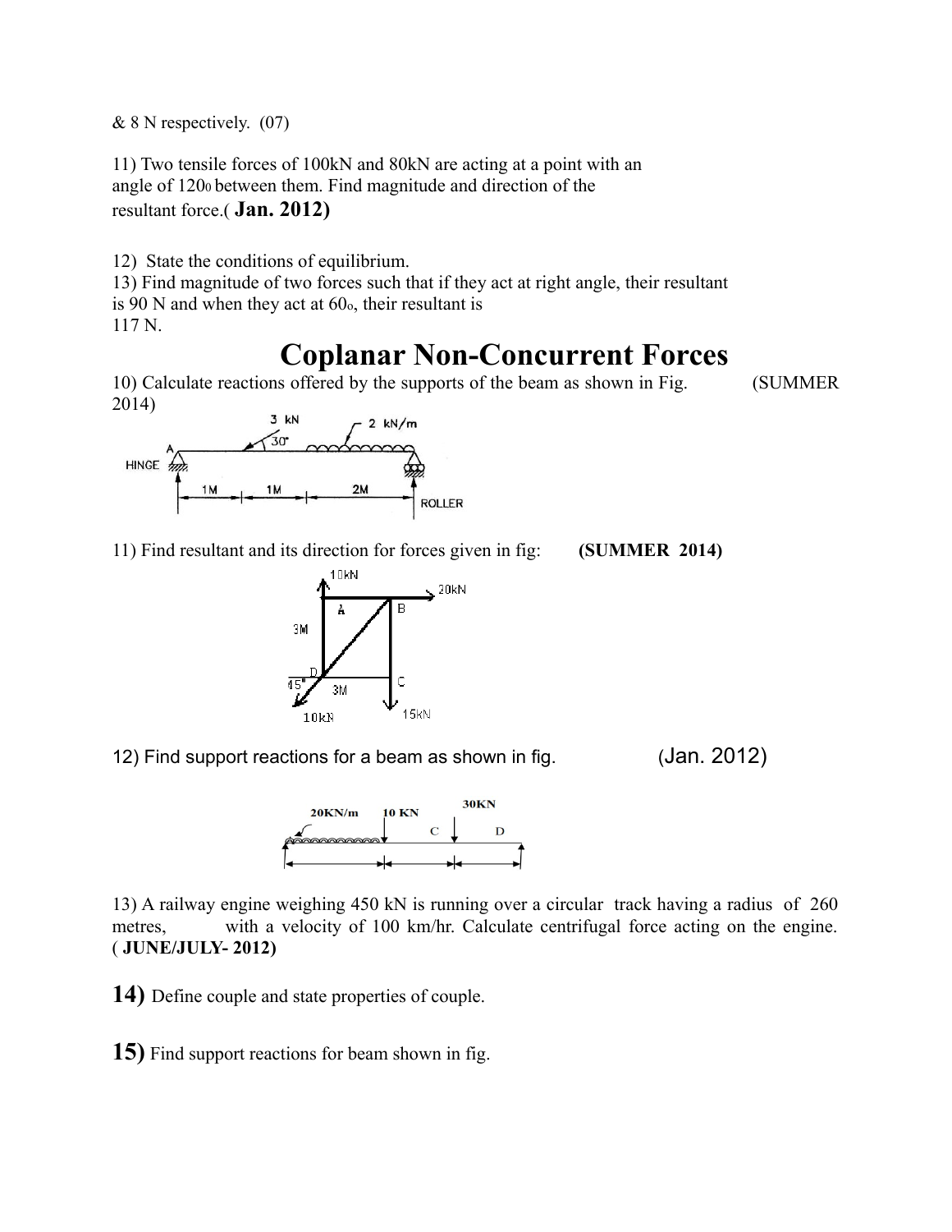& 8 N respectively. (07)

11) Two tensile forces of 100kN and 80kN are acting at a point with an angle of $120^0$ between them. Find magnitude and direction of the resultant force.( **Jan. 2012)**

12) State the conditions of equilibrium.

13) Find magnitude of two forces such that if they act at right angle, their resultant is 90 N and when they act at $60^o$, their resultant is 117 N.

# Coplanar Non-Concurrent Forces

10) Calculate reactions offered by the supports of the beam as shown in Fig. (SUMMER 2014)

11) Find resultant and its direction for forces given in fig: **(SUMMER 2014)**

12) Find support reactions for a beam as shown in fig. (Jan. 2012)

13) A railway engine weighing 450 kN is running over a circular track having a radius of 260 metres, with a velocity of 100 km/hr. Calculate centrifugal force acting on the engine. ( **JUNE/JULY- 2012)**

**14)** Define couple and state properties of couple.

**15)** Find support reactions for beam shown in fig.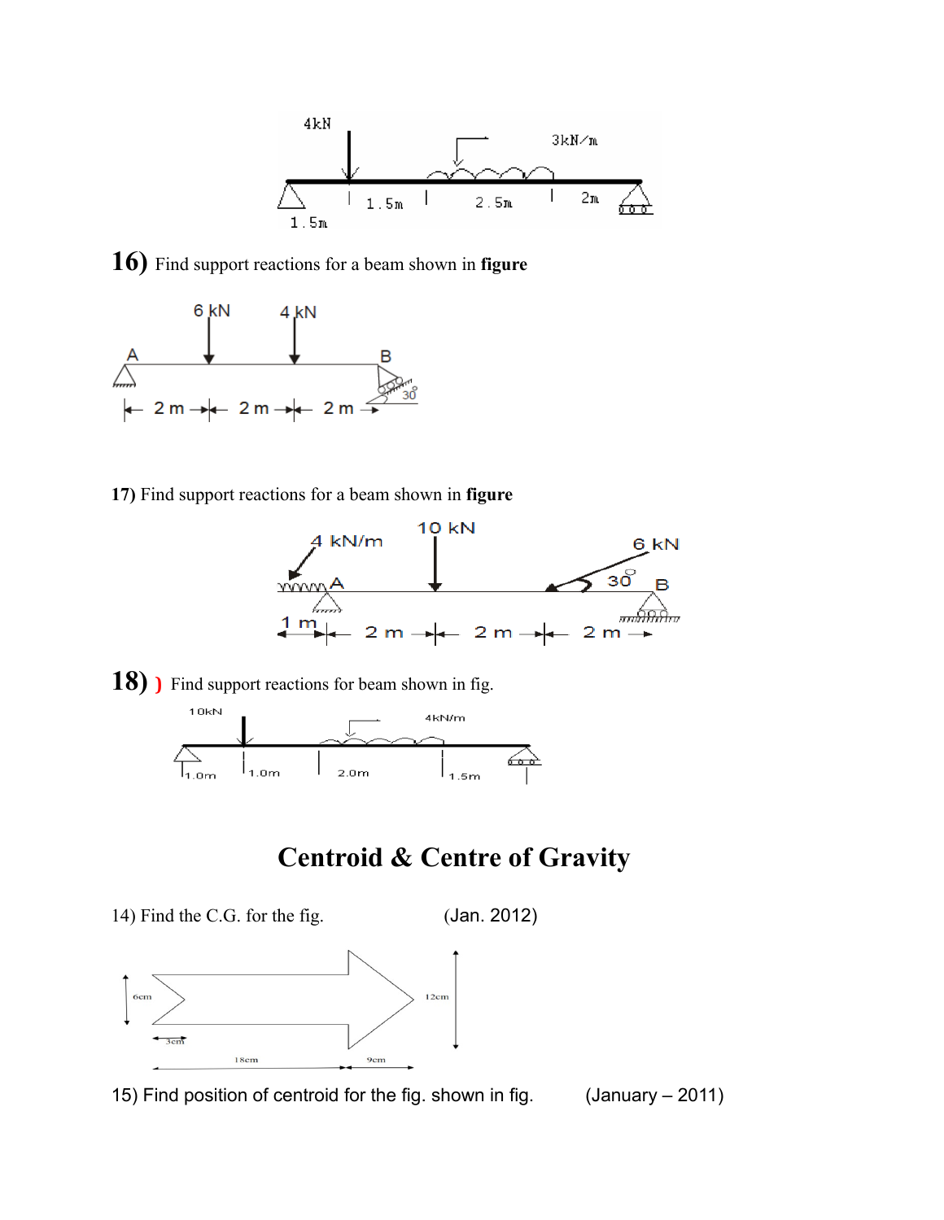4kN 3kN/m

1.5m 1.5m 2.5m 2m

**16)** Find support reactions for a beam shown in **figure**

6 kN 4 kN

A B

2 m 2 m 2 m 30°

**17)** Find support reactions for a beam shown in **figure**

4 kN/m 10 kN 6 kN

A 30° B

1 m 2 m 2 m 2 m

**18)** ) Find support reactions for beam shown in fig.

10kN 4kN/m

1.0m 1.0m 2.0m 1.5m

# Centroid & Centre of Gravity

14) Find the C.G. for the fig. (Jan. 2012)

6cm 12cm 3cm 18cm 9cm

15) Find position of centroid for the fig. shown in fig. (January – 2011)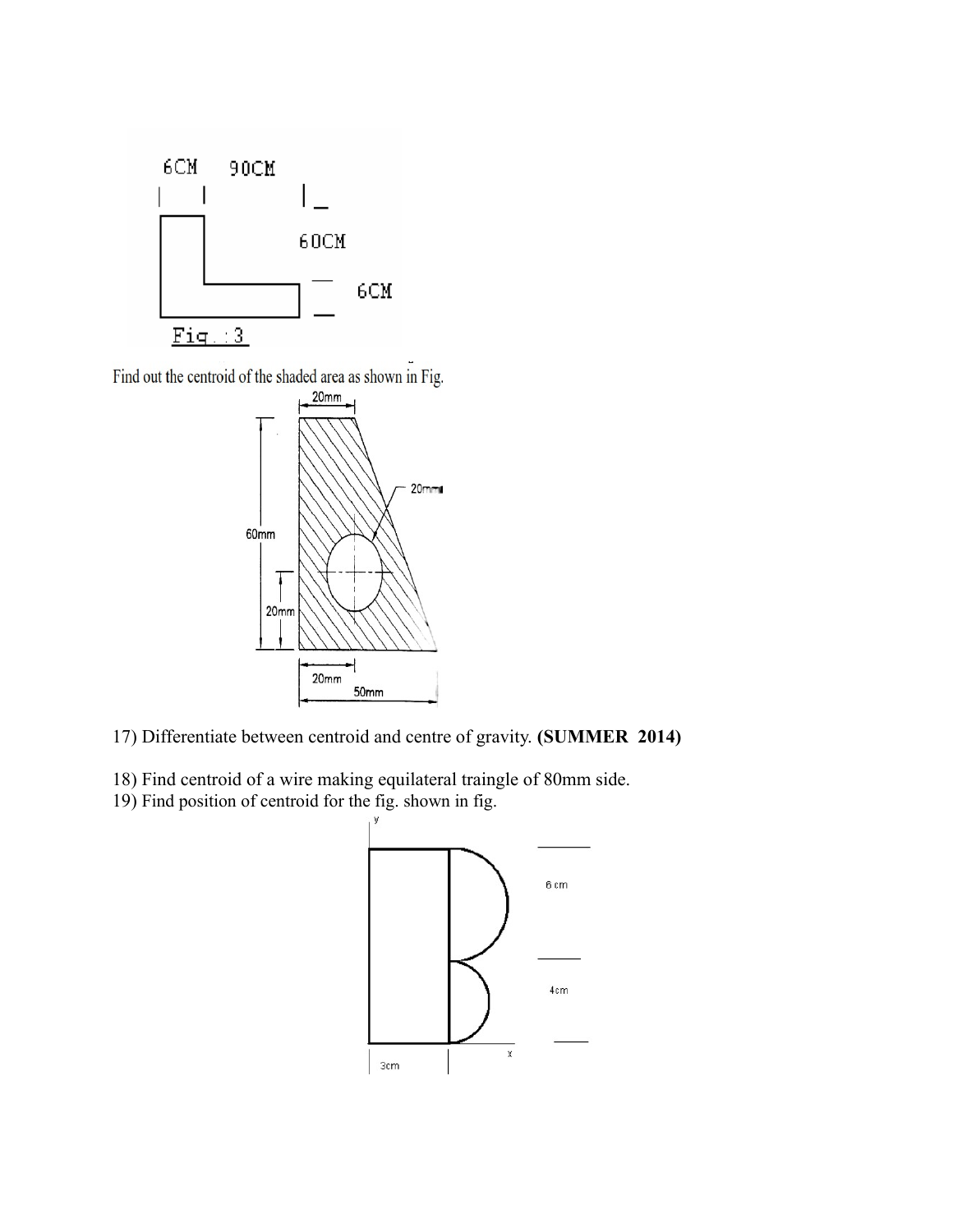6CM 90CM

60CM

6CM

Fig.:3

Find out the centroid of the shaded area as shown in Fig.

20mm

20mm

60mm

20mm

20mm

50mm

17) Differentiate between centroid and centre of gravity. **(SUMMER 2014)**

18) Find centroid of a wire making equilateral traingle of 80mm side.

19) Find position of centroid for the fig. shown in fig.

y

6 cm

4cm

x

3cm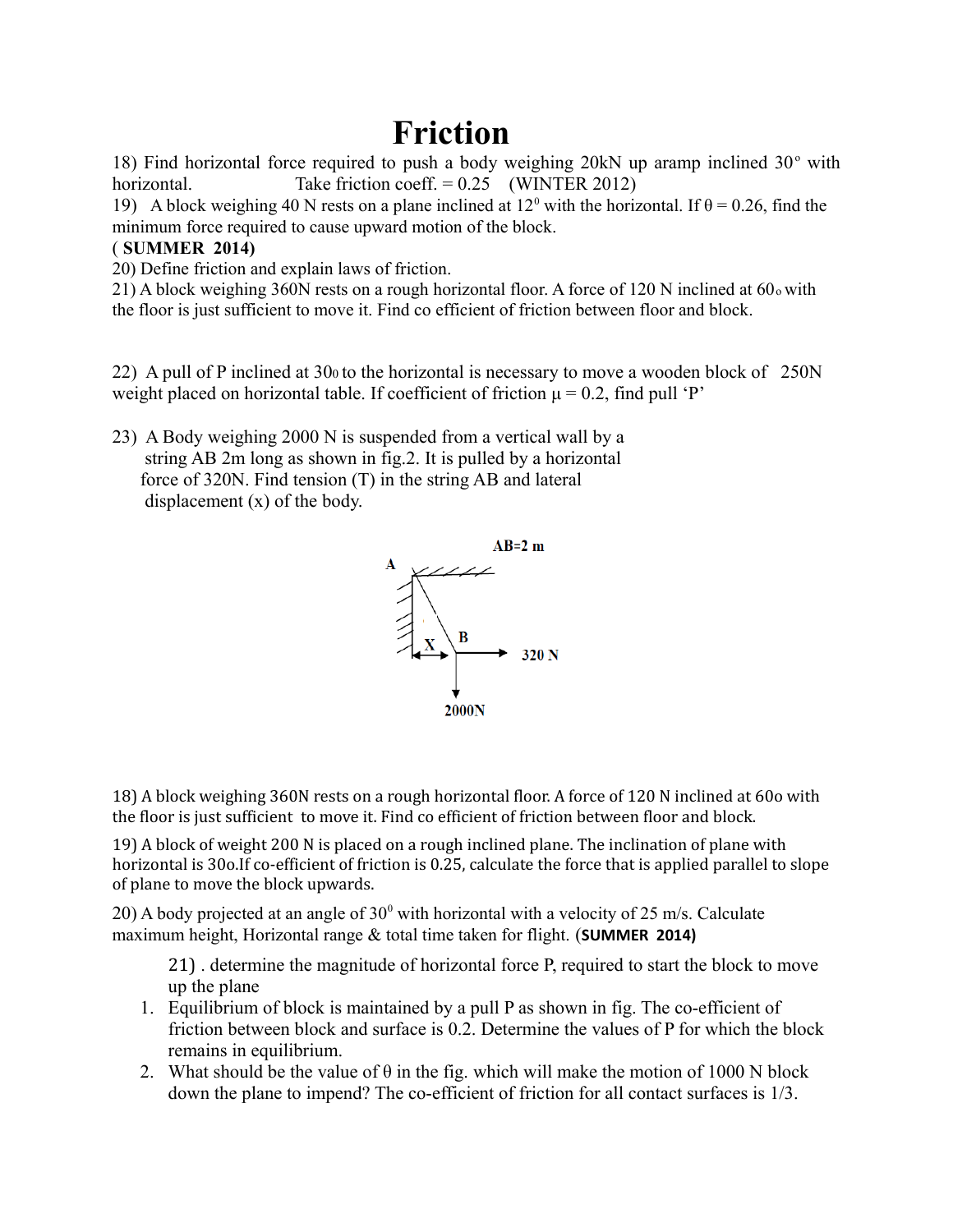# Friction

18) Find horizontal force required to push a body weighing 20kN up aramp inclined $30^o$ with horizontal. Take friction coeff. = 0.25 (WINTER 2012)

19) A block weighing 40 N rests on a plane inclined at $12^0$ with the horizontal. If $\theta = 0.26$, find the minimum force required to cause upward motion of the block.

**( SUMMER 2014)**

20) Define friction and explain laws of friction.

21) A block weighing 360N rests on a rough horizontal floor. A force of 120 N inclined at $60_0$ with the floor is just sufficient to move it. Find co efficient of friction between floor and block.

22) A pull of P inclined at $30_0$ to the horizontal is necessary to move a wooden block of 250N weight placed on horizontal table. If coefficient of friction $\mu = 0.2$, find pull 'P'

23) A Body weighing 2000 N is suspended from a vertical wall by a string AB 2m long as shown in fig.2. It is pulled by a horizontal force of 320N. Find tension (T) in the string AB and lateral displacement (x) of the body.

AB=2 m

A

B

X

320 N

2000N

18) A block weighing 360N rests on a rough horizontal floor. A force of 120 N inclined at 60o with the floor is just sufficient to move it. Find co efficient of friction between floor and block.

19) A block of weight 200 N is placed on a rough inclined plane. The inclination of plane with horizontal is 30o.If co-efficient of friction is 0.25, calculate the force that is applied parallel to slope of plane to move the block upwards.

20) A body projected at an angle of $30^0$ with horizontal with a velocity of 25 m/s. Calculate maximum height, Horizontal range & total time taken for flight. (**SUMMER 2014)**

21) . determine the magnitude of horizontal force P, required to start the block to move up the plane

1. Equilibrium of block is maintained by a pull P as shown in fig. The co-efficient of friction between block and surface is 0.2. Determine the values of P for which the block remains in equilibrium.
2. What should be the value of θ in the fig. which will make the motion of 1000 N block down the plane to impend? The co-efficient of friction for all contact surfaces is 1/3.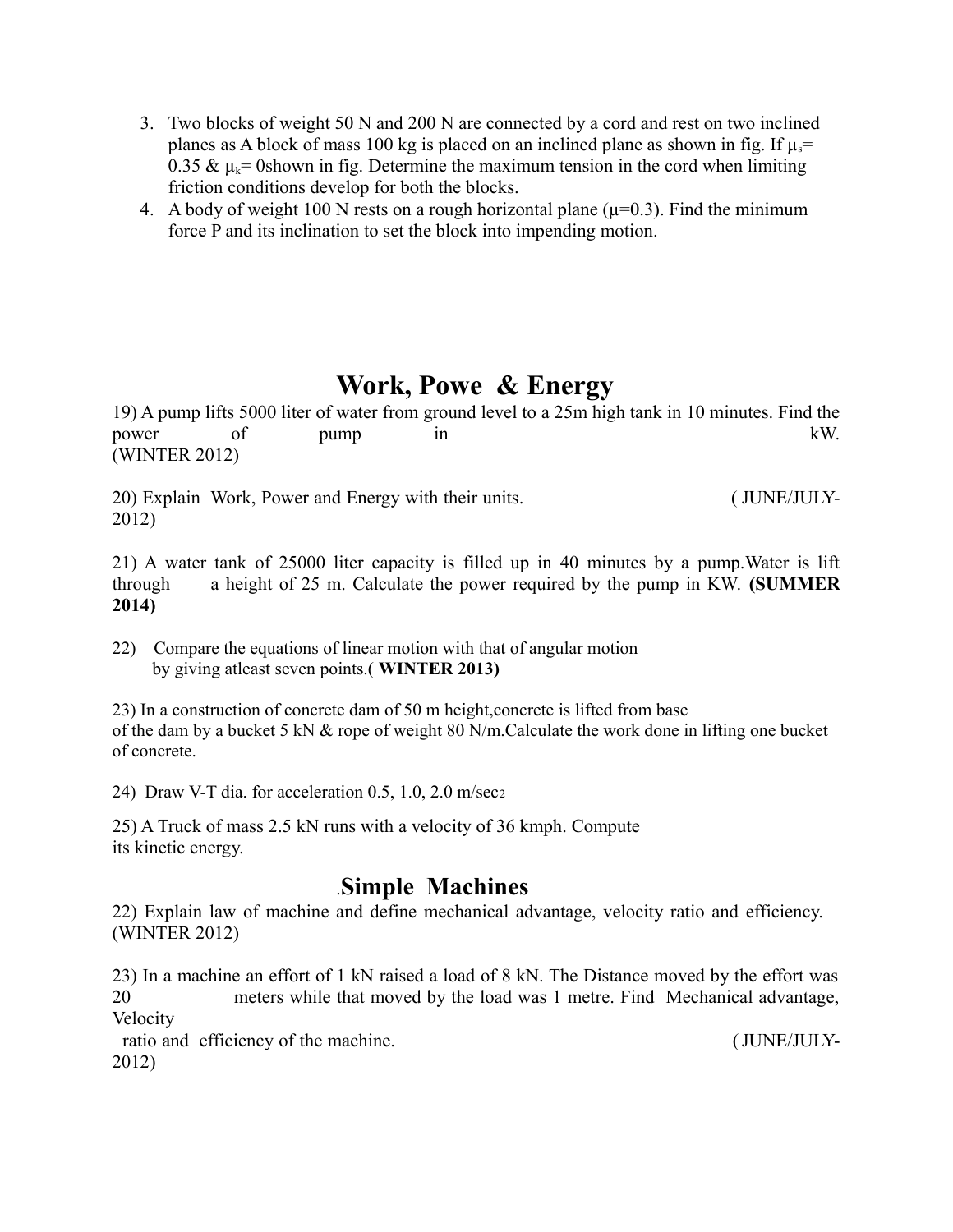3. Two blocks of weight 50 N and 200 N are connected by a cord and rest on two inclined planes as A block of mass 100 kg is placed on an inclined plane as shown in fig. If $\mu_s$= 0.35 & $\mu_k$= 0shown in fig. Determine the maximum tension in the cord when limiting friction conditions develop for both the blocks.
4. A body of weight 100 N rests on a rough horizontal plane ($\mu$=0.3). Find the minimum force P and its inclination to set the block into impending motion.

# Work, Powe & Energy

19) A pump lifts 5000 liter of water from ground level to a 25m high tank in 10 minutes. Find the power of pump in kW. (WINTER 2012)

20) Explain Work, Power and Energy with their units. ( JUNE/JULY-2012)

21) A water tank of 25000 liter capacity is filled up in 40 minutes by a pump.Water is lift through a height of 25 m. Calculate the power required by the pump in KW. **(SUMMER 2014)**

22) Compare the equations of linear motion with that of angular motion by giving atleast seven points.( **WINTER 2013)**

23) In a construction of concrete dam of 50 m height,concrete is lifted from base of the dam by a bucket 5 kN & rope of weight 80 N/m.Calculate the work done in lifting one bucket of concrete.

24) Draw V-T dia. for acceleration 0.5, 1.0, 2.0 m/sec$^2$

25) A Truck of mass 2.5 kN runs with a velocity of 36 kmph. Compute its kinetic energy.

## .Simple Machines

22) Explain law of machine and define mechanical advantage, velocity ratio and efficiency. – (WINTER 2012)

23) In a machine an effort of 1 kN raised a load of 8 kN. The Distance moved by the effort was 20 meters while that moved by the load was 1 metre. Find Mechanical advantage, Velocity ratio and efficiency of the machine. ( JUNE/JULY-2012)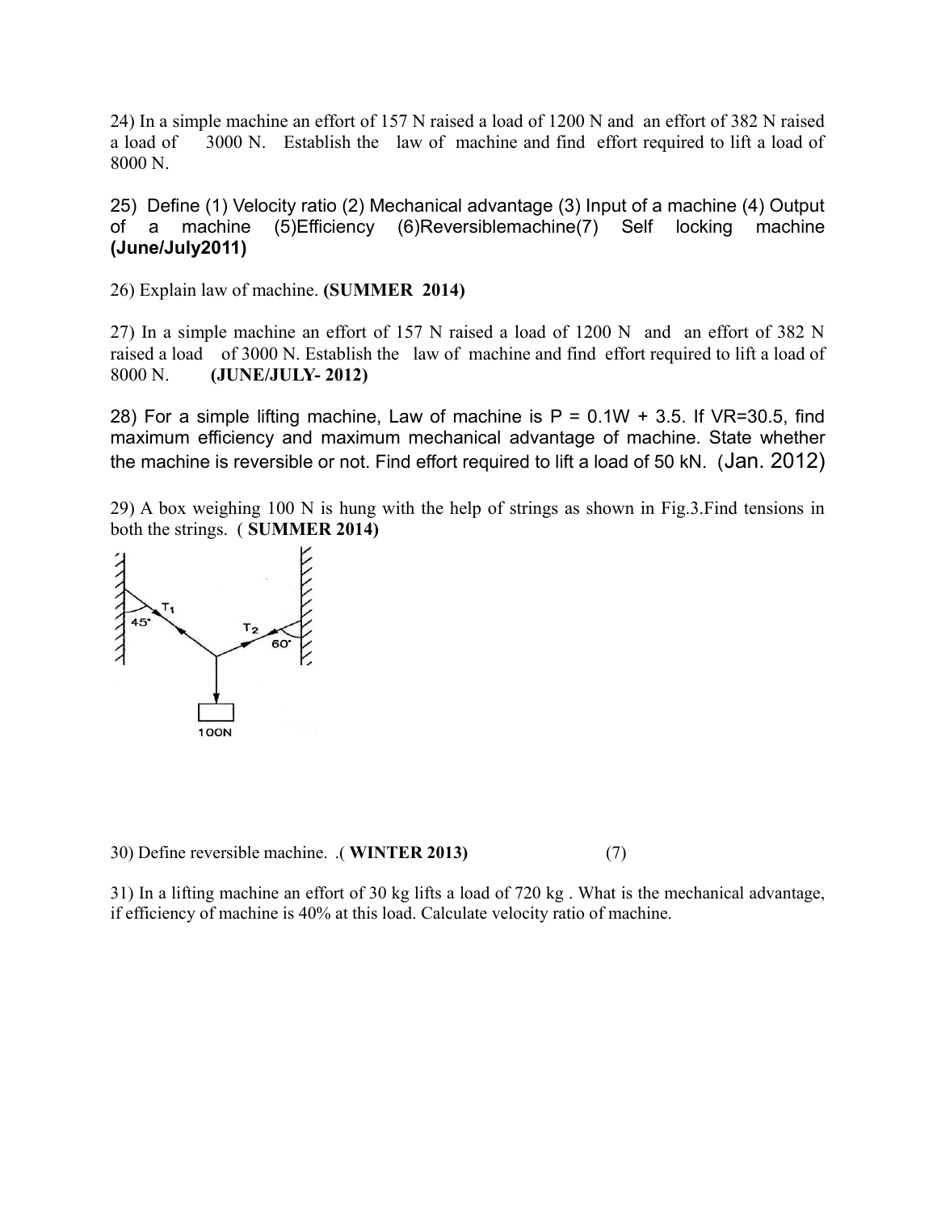24) In a simple machine an effort of 157 N raised a load of 1200 N and an effort of 382 N raised a load of 3000 N. Establish the law of machine and find effort required to lift a load of 8000 N.

25) Define (1) Velocity ratio (2) Mechanical advantage (3) Input of a machine (4) Output of a machine (5)Efficiency (6)Reversiblemachine(7) Self locking machine **(June/July2011)**

26) Explain law of machine. **(SUMMER 2014)**

27) In a simple machine an effort of 157 N raised a load of 1200 N and an effort of 382 N raised a load of 3000 N. Establish the law of machine and find effort required to lift a load of 8000 N. **(JUNE/JULY- 2012)**

28) For a simple lifting machine, Law of machine is $P = 0.1W + 3.5$. If VR=30.5, find maximum efficiency and maximum mechanical advantage of machine. State whether the machine is reversible or not. Find effort required to lift a load of 50 kN. (Jan. 2012)

29) A box weighing 100 N is hung with the help of strings as shown in Fig.3.Find tensions in both the strings. ( **SUMMER 2014)**

30) Define reversible machine. .( **WINTER 2013)** (7)

31) In a lifting machine an effort of 30 kg lifts a load of 720 kg . What is the mechanical advantage, if efficiency of machine is 40% at this load. Calculate velocity ratio of machine.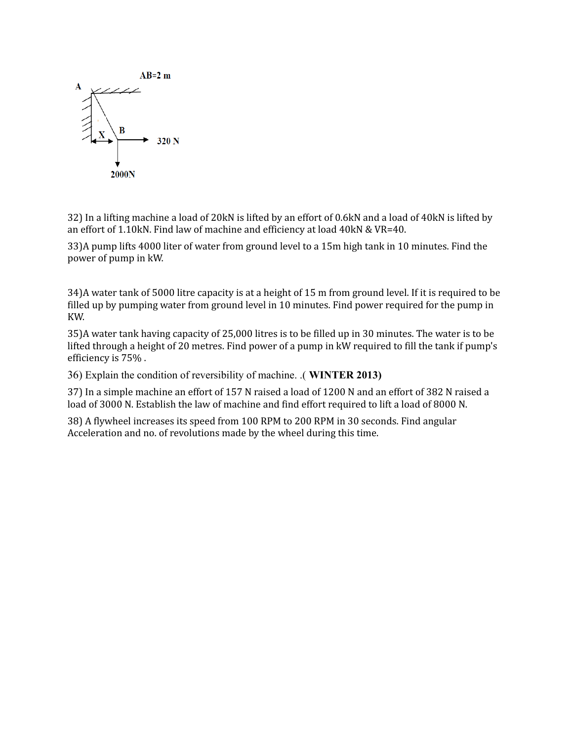AB=2 m

A

B

X

320 N

2000N

32) In a lifting machine a load of 20kN is lifted by an effort of 0.6kN and a load of 40kN is lifted by an effort of 1.10kN. Find law of machine and efficiency at load 40kN & VR=40.

33)A pump lifts 4000 liter of water from ground level to a 15m high tank in 10 minutes. Find the power of pump in kW.

34)A water tank of 5000 litre capacity is at a height of 15 m from ground level. If it is required to be filled up by pumping water from ground level in 10 minutes. Find power required for the pump in KW.

35)A water tank having capacity of 25,000 litres is to be filled up in 30 minutes. The water is to be lifted through a height of 20 metres. Find power of a pump in kW required to fill the tank if pump's efficiency is 75% .

36) Explain the condition of reversibility of machine. .( **WINTER 2013)**

37) In a simple machine an effort of 157 N raised a load of 1200 N and an effort of 382 N raised a load of 3000 N. Establish the law of machine and find effort required to lift a load of 8000 N.

38) A flywheel increases its speed from 100 RPM to 200 RPM in 30 seconds. Find angular Acceleration and no. of revolutions made by the wheel during this time.